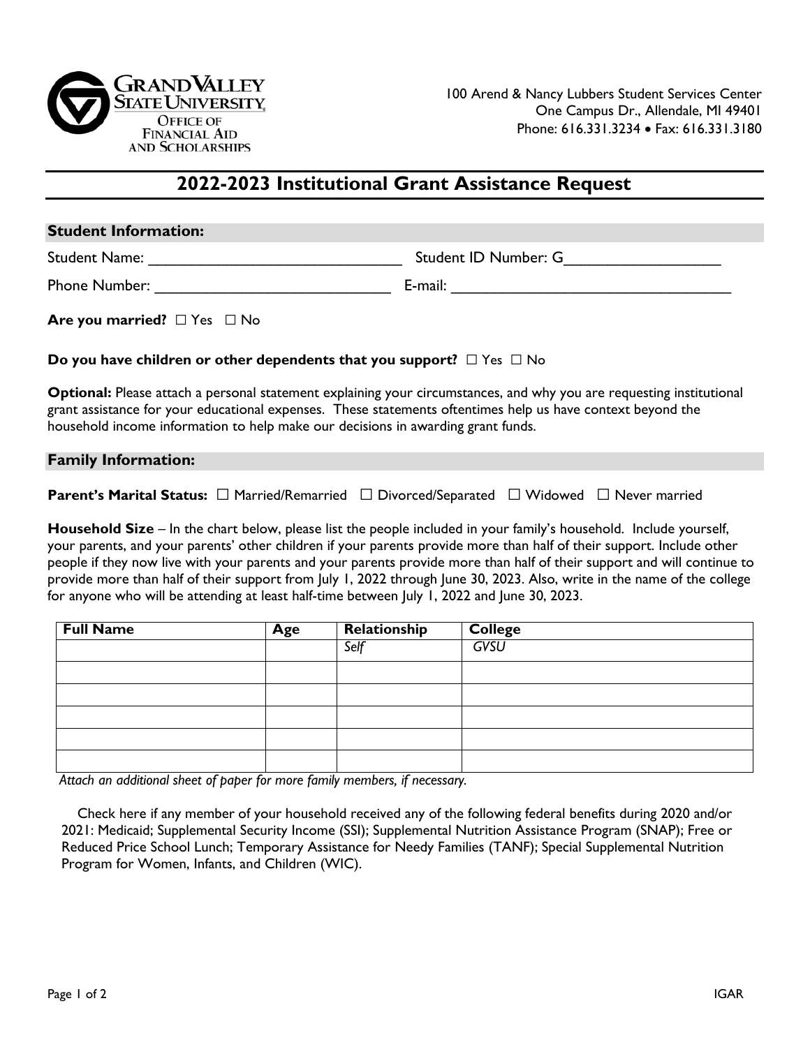Grand Valley State University
Office of Financial Aid and Scholarships

100 Arend & Nancy Lubbers Student Services Center
One Campus Dr., Allendale, MI 49401
Phone: 616.331.3234 • Fax: 616.331.3180

# 2022-2023 Institutional Grant Assistance Request

## Student Information:

Student Name: ______________________________ Student ID Number: G__________________

Phone Number: ____________________________ E-mail: __________________________________

**Are you married?** ☐ Yes ☐ No

**Do you have children or other dependents that you support?** ☐ Yes ☐ No

**Optional:** Please attach a personal statement explaining your circumstances, and why you are requesting institutional grant assistance for your educational expenses. These statements oftentimes help us have context beyond the household income information to help make our decisions in awarding grant funds.

## Family Information:

**Parent's Marital Status:** ☐ Married/Remarried ☐ Divorced/Separated ☐ Widowed ☐ Never married

**Household Size** – In the chart below, please list the people included in your family's household. Include yourself, your parents, and your parents' other children if your parents provide more than half of their support. Include other people if they now live with your parents and your parents provide more than half of their support and will continue to provide more than half of their support from July 1, 2022 through June 30, 2023. Also, write in the name of the college for anyone who will be attending at least half-time between July 1, 2022 and June 30, 2023.

| Full Name | Age | Relationship | College |
|---|---|---|---|
| | | *Self* | *GVSU* |
| | | | |
| | | | |
| | | | |
| | | | |
| | | | |

*Attach an additional sheet of paper for more family members, if necessary.*

Check here if any member of your household received any of the following federal benefits during 2020 and/or 2021: Medicaid; Supplemental Security Income (SSI); Supplemental Nutrition Assistance Program (SNAP); Free or Reduced Price School Lunch; Temporary Assistance for Needy Families (TANF); Special Supplemental Nutrition Program for Women, Infants, and Children (WIC).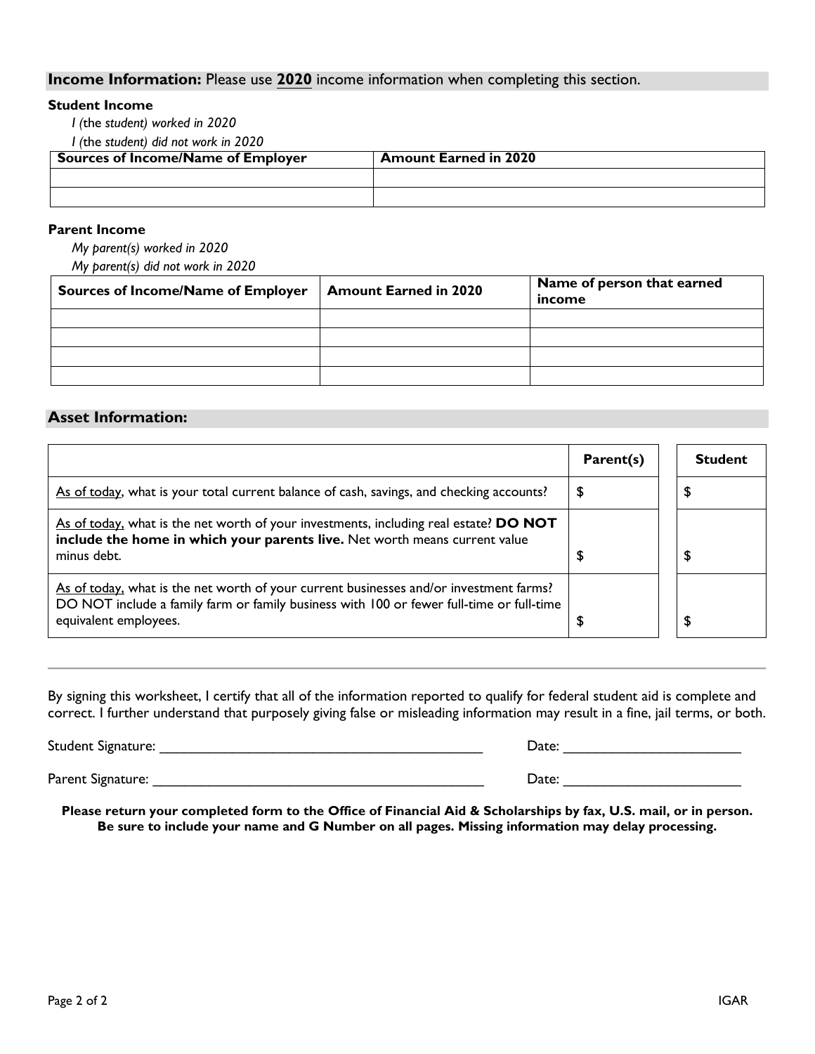## **Income Information:** Please use **2020** income information when completing this section.

**Student Income**

*I (the student) worked in 2020*

*I (the student) did not work in 2020*

| **Sources of Income/Name of Employer** | **Amount Earned in 2020** |
|---|---|
| | |
| | |

**Parent Income**

*My parent(s) worked in 2020*

*My parent(s) did not work in 2020*

| **Sources of Income/Name of Employer** | **Amount Earned in 2020** | **Name of person that earned income** |
|---|---|---|
| | | |
| | | |
| | | |
| | | |

## **Asset Information:**

| | **Parent(s)** | **Student** |
|---|---|---|
| As of today, what is your total current balance of cash, savings, and checking accounts? | $ | $ |
| As of today, what is the net worth of your investments, including real estate? **DO NOT include the home in which your parents live.** Net worth means current value minus debt. | $ | $ |
| As of today, what is the net worth of your current businesses and/or investment farms? DO NOT include a family farm or family business with 100 or fewer full-time or full-time equivalent employees. | $ | $ |

---

By signing this worksheet, I certify that all of the information reported to qualify for federal student aid is complete and correct. I further understand that purposely giving false or misleading information may result in a fine, jail terms, or both.

Student Signature: ___________________________________________ Date: _______________________

Parent Signature: ____________________________________________ Date: _______________________

**Please return your completed form to the Office of Financial Aid & Scholarships by fax, U.S. mail, or in person. Be sure to include your name and G Number on all pages. Missing information may delay processing.**